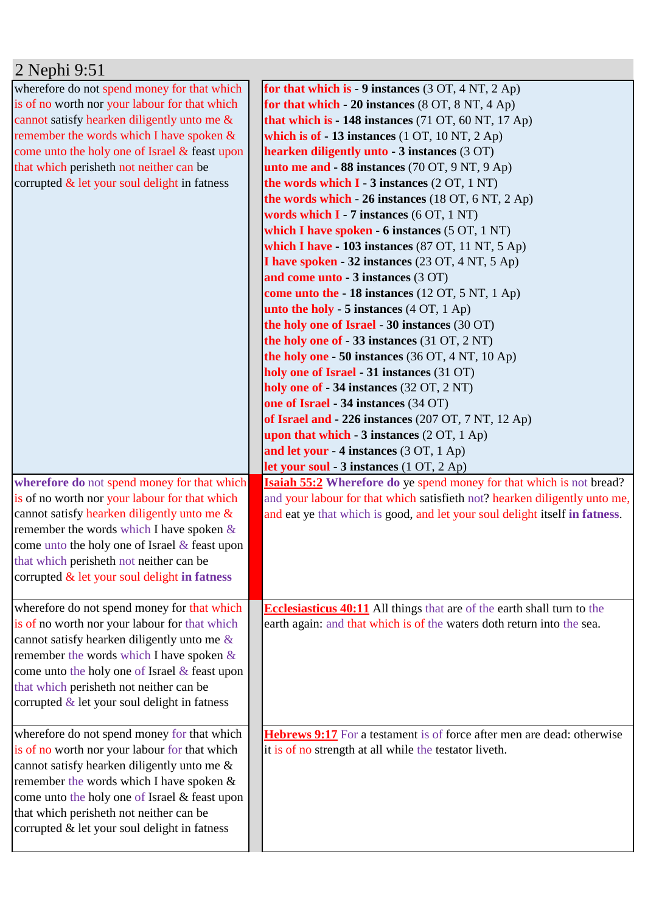## 2 Nephi 9:51

| | |
|---|---|
| wherefore do not spend money for that which is of no worth nor your labour for that which cannot satisfy hearken diligently unto me & remember the words which I have spoken & come unto the holy one of Israel & feast upon that which perisheth not neither can be corrupted & let your soul delight in fatness | **for that which is - 9 instances** (3 OT, 4 NT, 2 Ap)<br>**for that which - 20 instances** (8 OT, 8 NT, 4 Ap)<br>**that which is - 148 instances** (71 OT, 60 NT, 17 Ap)<br>**which is of - 13 instances** (1 OT, 10 NT, 2 Ap)<br>**hearken diligently unto - 3 instances** (3 OT)<br>**unto me and - 88 instances** (70 OT, 9 NT, 9 Ap)<br>**the words which I - 3 instances** (2 OT, 1 NT)<br>**the words which - 26 instances** (18 OT, 6 NT, 2 Ap)<br>**words which I - 7 instances** (6 OT, 1 NT)<br>**which I have spoken - 6 instances** (5 OT, 1 NT)<br>**which I have - 103 instances** (87 OT, 11 NT, 5 Ap)<br>**I have spoken - 32 instances** (23 OT, 4 NT, 5 Ap)<br>**and come unto - 3 instances** (3 OT)<br>**come unto the - 18 instances** (12 OT, 5 NT, 1 Ap)<br>**unto the holy - 5 instances** (4 OT, 1 Ap)<br>**the holy one of Israel - 30 instances** (30 OT)<br>**the holy one of - 33 instances** (31 OT, 2 NT)<br>**the holy one - 50 instances** (36 OT, 4 NT, 10 Ap)<br>**holy one of Israel - 31 instances** (31 OT)<br>**holy one of - 34 instances** (32 OT, 2 NT)<br>**one of Israel - 34 instances** (34 OT)<br>**of Israel and - 226 instances** (207 OT, 7 NT, 12 Ap)<br>**upon that which - 3 instances** (2 OT, 1 Ap)<br>**and let your - 4 instances** (3 OT, 1 Ap)<br>**let your soul - 3 instances** (1 OT, 2 Ap) |
| **wherefore do** not spend money for that which is of no worth nor your labour for that which cannot satisfy hearken diligently unto me & remember the words which I have spoken & come unto the holy one of Israel & feast upon that which perisheth not neither can be corrupted & let your soul delight **in fatness** | **Isaiah 55:2** **Wherefore do** ye spend money for that which is not bread? and your labour for that which satisfieth not? hearken diligently unto me, and eat ye that which is good, and let your soul delight itself **in fatness**. |
| wherefore do not spend money for that which is of no worth nor your labour for that which cannot satisfy hearken diligently unto me & remember the words which I have spoken & come unto the holy one of Israel & feast upon that which perisheth not neither can be corrupted & let your soul delight in fatness | **Ecclesiasticus 40:11** All things that are of the earth shall turn to the earth again: and that which is of the waters doth return into the sea. |
| wherefore do not spend money for that which is of no worth nor your labour for that which cannot satisfy hearken diligently unto me & remember the words which I have spoken & come unto the holy one of Israel & feast upon that which perisheth not neither can be corrupted & let your soul delight in fatness | **Hebrews 9:17** For a testament is of force after men are dead: otherwise it is of no strength at all while the testator liveth. |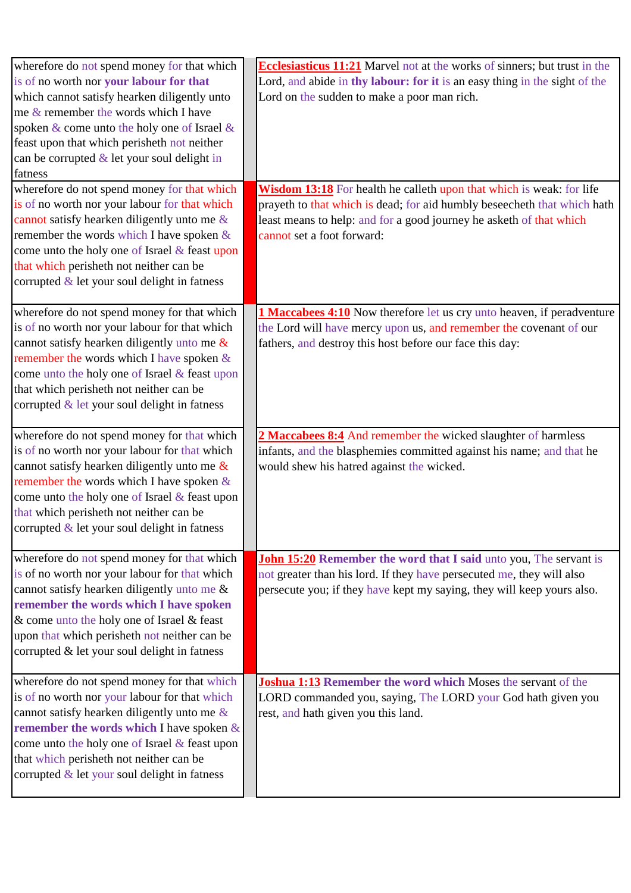| | | |
|---|---|---|
| wherefore do not spend money for that which is of no worth nor **your labour for that** which cannot satisfy hearken diligently unto me & remember the words which I have spoken & come unto the holy one of Israel & feast upon that which perisheth not neither can be corrupted & let your soul delight in fatness | | **Ecclesiasticus 11:21** Marvel not at the works of sinners; but trust in the Lord, and abide in **thy labour: for it** is an easy thing in the sight of the Lord on the sudden to make a poor man rich. |
| wherefore do not spend money for that which is of no worth nor your labour for that which cannot satisfy hearken diligently unto me & remember the words which I have spoken & come unto the holy one of Israel & feast upon that which perisheth not neither can be corrupted & let your soul delight in fatness | | **Wisdom 13:18** For health he calleth upon that which is weak: for life prayeth to that which is dead; for aid humbly beseecheth that which hath least means to help: and for a good journey he asketh of that which cannot set a foot forward: |
| wherefore do not spend money for that which is of no worth nor your labour for that which cannot satisfy hearken diligently unto me & remember the words which I have spoken & come unto the holy one of Israel & feast upon that which perisheth not neither can be corrupted & let your soul delight in fatness | | **1 Maccabees 4:10** Now therefore let us cry unto heaven, if peradventure the Lord will have mercy upon us, and remember the covenant of our fathers, and destroy this host before our face this day: |
| wherefore do not spend money for that which is of no worth nor your labour for that which cannot satisfy hearken diligently unto me & remember the words which I have spoken & come unto the holy one of Israel & feast upon that which perisheth not neither can be corrupted & let your soul delight in fatness | | **2 Maccabees 8:4** And remember the wicked slaughter of harmless infants, and the blasphemies committed against his name; and that he would shew his hatred against the wicked. |
| wherefore do not spend money for that which is of no worth nor your labour for that which cannot satisfy hearken diligently unto me & **remember the words which I have spoken** & come unto the holy one of Israel & feast upon that which perisheth not neither can be corrupted & let your soul delight in fatness | | **John 15:20** **Remember the word that I said** unto you, The servant is not greater than his lord. If they have persecuted me, they will also persecute you; if they have kept my saying, they will keep yours also. |
| wherefore do not spend money for that which is of no worth nor your labour for that which cannot satisfy hearken diligently unto me & **remember the words which** I have spoken & come unto the holy one of Israel & feast upon that which perisheth not neither can be corrupted & let your soul delight in fatness | | **Joshua 1:13** **Remember the word which** Moses the servant of the LORD commanded you, saying, The LORD your God hath given you rest, and hath given you this land. |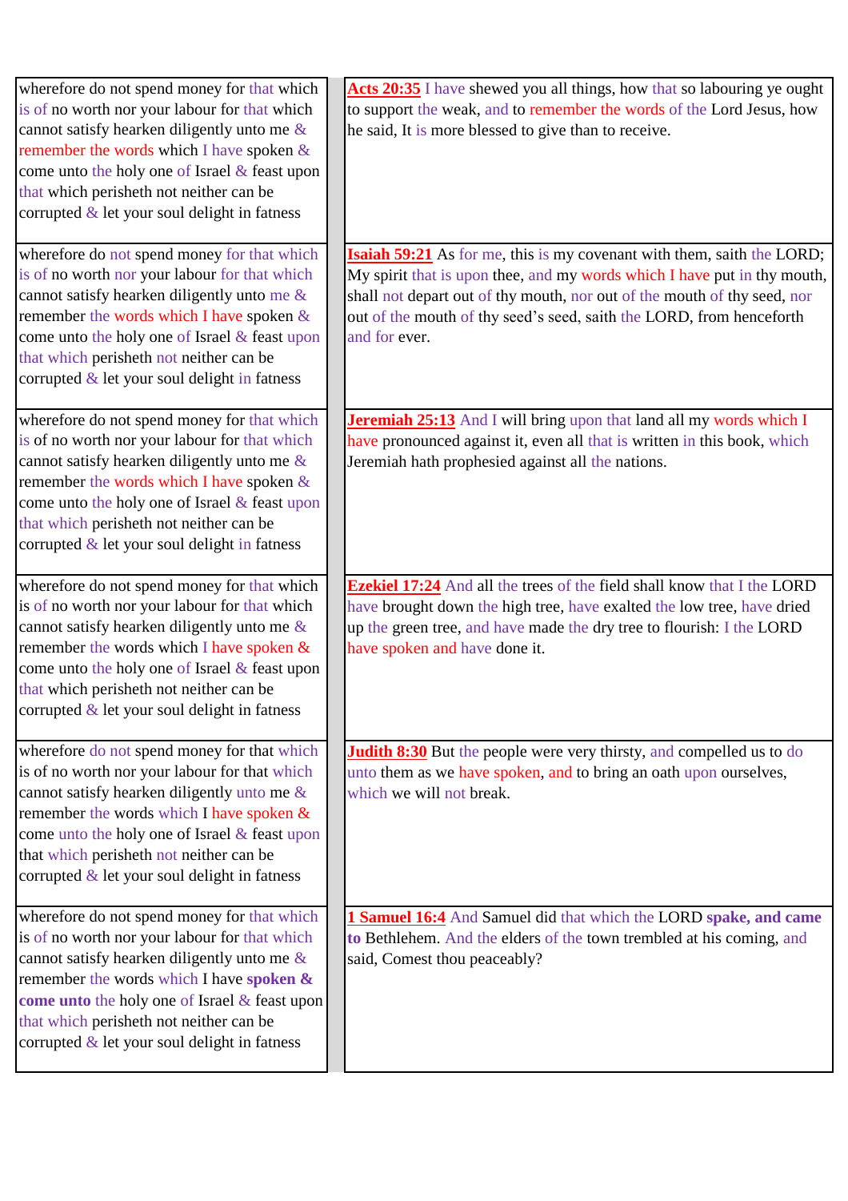| | |
|---|---|
| wherefore do not spend money for that which is of no worth nor your labour for that which cannot satisfy hearken diligently unto me & remember the words which I have spoken & come unto the holy one of Israel & feast upon that which perisheth not neither can be corrupted & let your soul delight in fatness | **Acts 20:35** I have shewed you all things, how that so labouring ye ought to support the weak, and to remember the words of the Lord Jesus, how he said, It is more blessed to give than to receive. |
| wherefore do not spend money for that which is of no worth nor your labour for that which cannot satisfy hearken diligently unto me & remember the words which I have spoken & come unto the holy one of Israel & feast upon that which perisheth not neither can be corrupted & let your soul delight in fatness | **Isaiah 59:21** As for me, this is my covenant with them, saith the LORD; My spirit that is upon thee, and my words which I have put in thy mouth, shall not depart out of thy mouth, nor out of the mouth of thy seed, nor out of the mouth of thy seed's seed, saith the LORD, from henceforth and for ever. |
| wherefore do not spend money for that which is of no worth nor your labour for that which cannot satisfy hearken diligently unto me & remember the words which I have spoken & come unto the holy one of Israel & feast upon that which perisheth not neither can be corrupted & let your soul delight in fatness | **Jeremiah 25:13** And I will bring upon that land all my words which I have pronounced against it, even all that is written in this book, which Jeremiah hath prophesied against all the nations. |
| wherefore do not spend money for that which is of no worth nor your labour for that which cannot satisfy hearken diligently unto me & remember the words which I have spoken & come unto the holy one of Israel & feast upon that which perisheth not neither can be corrupted & let your soul delight in fatness | **Ezekiel 17:24** And all the trees of the field shall know that I the LORD have brought down the high tree, have exalted the low tree, have dried up the green tree, and have made the dry tree to flourish: I the LORD have spoken and have done it. |
| wherefore do not spend money for that which is of no worth nor your labour for that which cannot satisfy hearken diligently unto me & remember the words which I have spoken & come unto the holy one of Israel & feast upon that which perisheth not neither can be corrupted & let your soul delight in fatness | **Judith 8:30** But the people were very thirsty, and compelled us to do unto them as we have spoken, and to bring an oath upon ourselves, which we will not break. |
| wherefore do not spend money for that which is of no worth nor your labour for that which cannot satisfy hearken diligently unto me & remember the words which I have **spoken & come unto** the holy one of Israel & feast upon that which perisheth not neither can be corrupted & let your soul delight in fatness | **1 Samuel 16:4** And Samuel did that which the LORD **spake, and came to** Bethlehem. And the elders of the town trembled at his coming, and said, Comest thou peaceably? |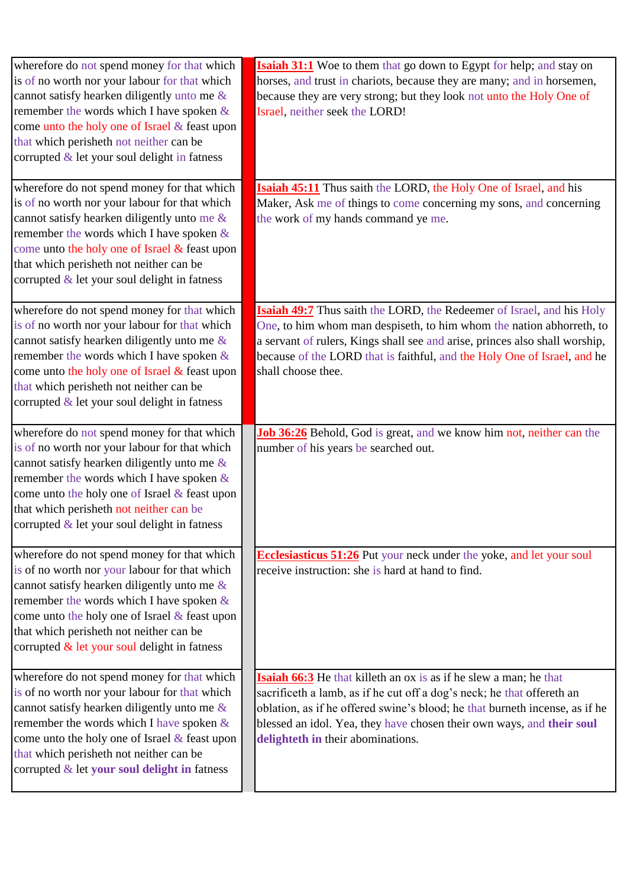| | |
|---|---|
| wherefore do not spend money for that which is of no worth nor your labour for that which cannot satisfy hearken diligently unto me & remember the words which I have spoken & come unto the holy one of Israel & feast upon that which perisheth not neither can be corrupted & let your soul delight in fatness | **Isaiah 31:1** Woe to them that go down to Egypt for help; and stay on horses, and trust in chariots, because they are many; and in horsemen, because they are very strong; but they look not unto the Holy One of Israel, neither seek the LORD! |
| wherefore do not spend money for that which is of no worth nor your labour for that which cannot satisfy hearken diligently unto me & remember the words which I have spoken & come unto the holy one of Israel & feast upon that which perisheth not neither can be corrupted & let your soul delight in fatness | **Isaiah 45:11** Thus saith the LORD, the Holy One of Israel, and his Maker, Ask me of things to come concerning my sons, and concerning the work of my hands command ye me. |
| wherefore do not spend money for that which is of no worth nor your labour for that which cannot satisfy hearken diligently unto me & remember the words which I have spoken & come unto the holy one of Israel & feast upon that which perisheth not neither can be corrupted & let your soul delight in fatness | **Isaiah 49:7** Thus saith the LORD, the Redeemer of Israel, and his Holy One, to him whom man despiseth, to him whom the nation abhorreth, to a servant of rulers, Kings shall see and arise, princes also shall worship, because of the LORD that is faithful, and the Holy One of Israel, and he shall choose thee. |
| wherefore do not spend money for that which is of no worth nor your labour for that which cannot satisfy hearken diligently unto me & remember the words which I have spoken & come unto the holy one of Israel & feast upon that which perisheth not neither can be corrupted & let your soul delight in fatness | **Job 36:26** Behold, God is great, and we know him not, neither can the number of his years be searched out. |
| wherefore do not spend money for that which is of no worth nor your labour for that which cannot satisfy hearken diligently unto me & remember the words which I have spoken & come unto the holy one of Israel & feast upon that which perisheth not neither can be corrupted & let your soul delight in fatness | **Ecclesiasticus 51:26** Put your neck under the yoke, and let your soul receive instruction: she is hard at hand to find. |
| wherefore do not spend money for that which is of no worth nor your labour for that which cannot satisfy hearken diligently unto me & remember the words which I have spoken & come unto the holy one of Israel & feast upon that which perisheth not neither can be corrupted & let **your soul delight in** fatness | **Isaiah 66:3** He that killeth an ox is as if he slew a man; he that sacrificeth a lamb, as if he cut off a dog's neck; he that offereth an oblation, as if he offered swine's blood; he that burneth incense, as if he blessed an idol. Yea, they have chosen their own ways, and **their soul delighteth in** their abominations. |